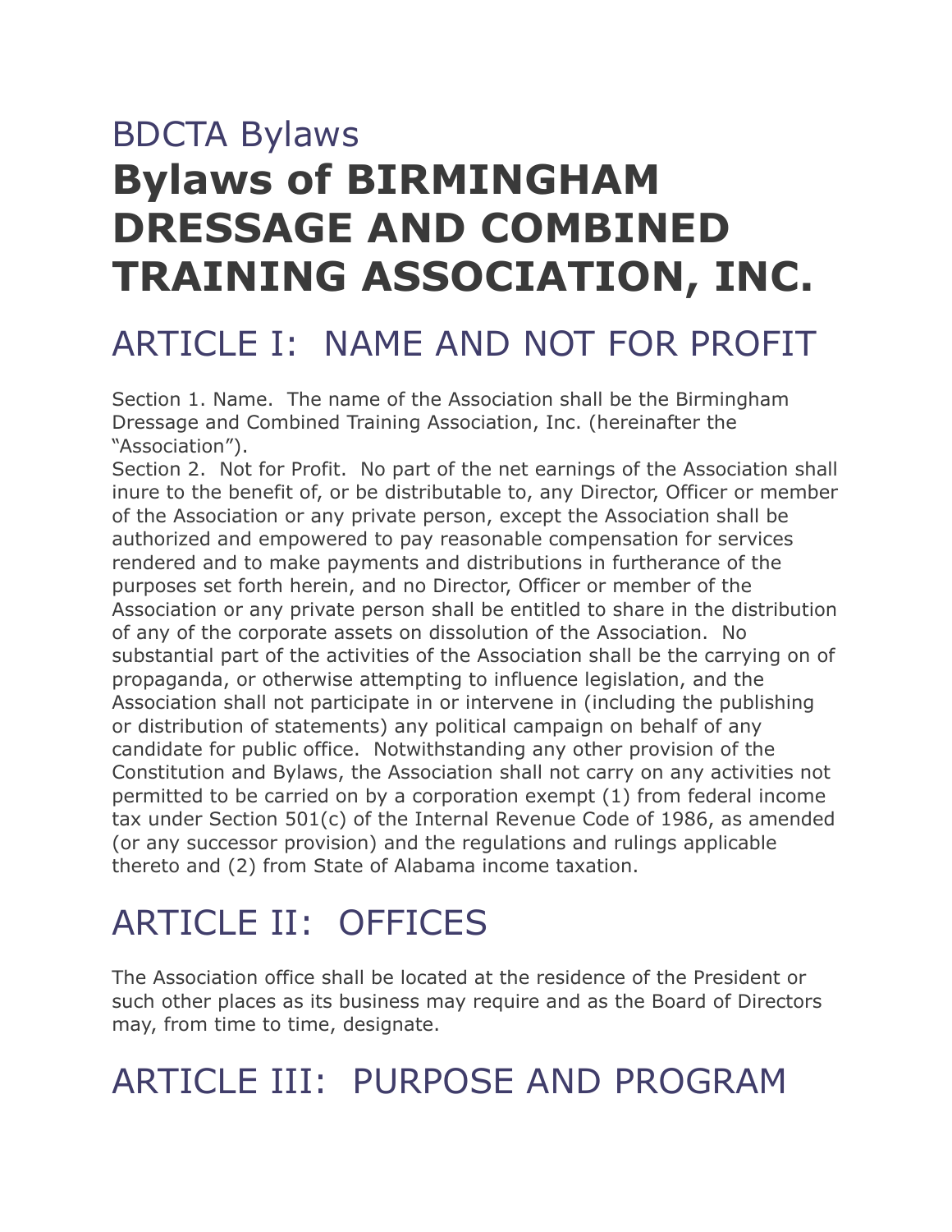# BDCTA Bylaws

# Bylaws of BIRMINGHAM DRESSAGE AND COMBINED TRAINING ASSOCIATION, INC.

## ARTICLE I:  NAME AND NOT FOR PROFIT

Section 1. Name.  The name of the Association shall be the Birmingham Dressage and Combined Training Association, Inc. (hereinafter the "Association").

Section 2.  Not for Profit.  No part of the net earnings of the Association shall inure to the benefit of, or be distributable to, any Director, Officer or member of the Association or any private person, except the Association shall be authorized and empowered to pay reasonable compensation for services rendered and to make payments and distributions in furtherance of the purposes set forth herein, and no Director, Officer or member of the Association or any private person shall be entitled to share in the distribution of any of the corporate assets on dissolution of the Association.  No substantial part of the activities of the Association shall be the carrying on of propaganda, or otherwise attempting to influence legislation, and the Association shall not participate in or intervene in (including the publishing or distribution of statements) any political campaign on behalf of any candidate for public office.  Notwithstanding any other provision of the Constitution and Bylaws, the Association shall not carry on any activities not permitted to be carried on by a corporation exempt (1) from federal income tax under Section 501(c) of the Internal Revenue Code of 1986, as amended (or any successor provision) and the regulations and rulings applicable thereto and (2) from State of Alabama income taxation.

## ARTICLE II:  OFFICES

The Association office shall be located at the residence of the President or such other places as its business may require and as the Board of Directors may, from time to time, designate.

## ARTICLE III:  PURPOSE AND PROGRAM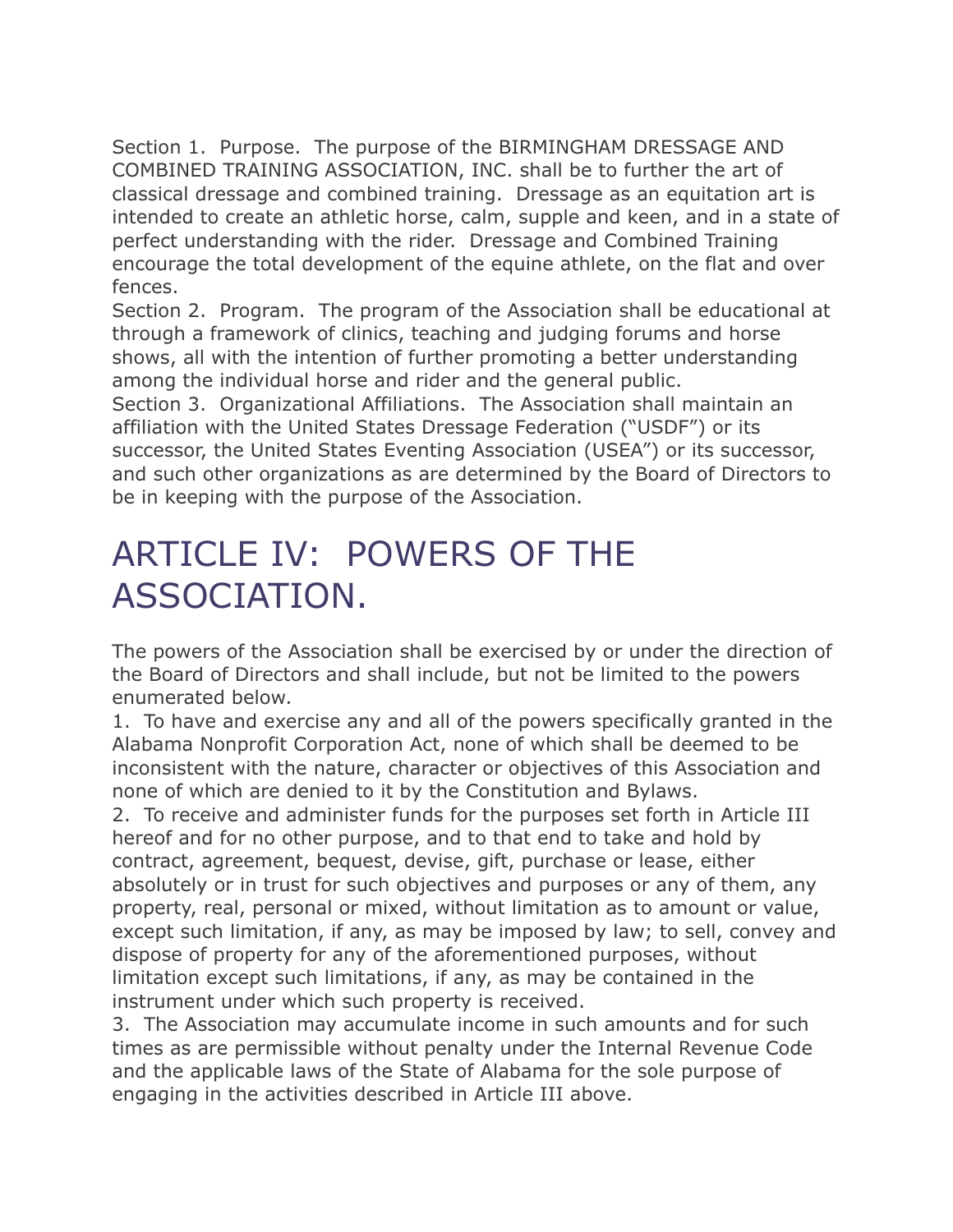Section 1. Purpose. The purpose of the BIRMINGHAM DRESSAGE AND COMBINED TRAINING ASSOCIATION, INC. shall be to further the art of classical dressage and combined training. Dressage as an equitation art is intended to create an athletic horse, calm, supple and keen, and in a state of perfect understanding with the rider. Dressage and Combined Training encourage the total development of the equine athlete, on the flat and over fences.
Section 2. Program. The program of the Association shall be educational at through a framework of clinics, teaching and judging forums and horse shows, all with the intention of further promoting a better understanding among the individual horse and rider and the general public.
Section 3. Organizational Affiliations. The Association shall maintain an affiliation with the United States Dressage Federation ("USDF") or its successor, the United States Eventing Association (USEA") or its successor, and such other organizations as are determined by the Board of Directors to be in keeping with the purpose of the Association.

# ARTICLE IV: POWERS OF THE ASSOCIATION.

The powers of the Association shall be exercised by or under the direction of the Board of Directors and shall include, but not be limited to the powers enumerated below.
1. To have and exercise any and all of the powers specifically granted in the Alabama Nonprofit Corporation Act, none of which shall be deemed to be inconsistent with the nature, character or objectives of this Association and none of which are denied to it by the Constitution and Bylaws.
2. To receive and administer funds for the purposes set forth in Article III hereof and for no other purpose, and to that end to take and hold by contract, agreement, bequest, devise, gift, purchase or lease, either absolutely or in trust for such objectives and purposes or any of them, any property, real, personal or mixed, without limitation as to amount or value, except such limitation, if any, as may be imposed by law; to sell, convey and dispose of property for any of the aforementioned purposes, without limitation except such limitations, if any, as may be contained in the instrument under which such property is received.
3. The Association may accumulate income in such amounts and for such times as are permissible without penalty under the Internal Revenue Code and the applicable laws of the State of Alabama for the sole purpose of engaging in the activities described in Article III above.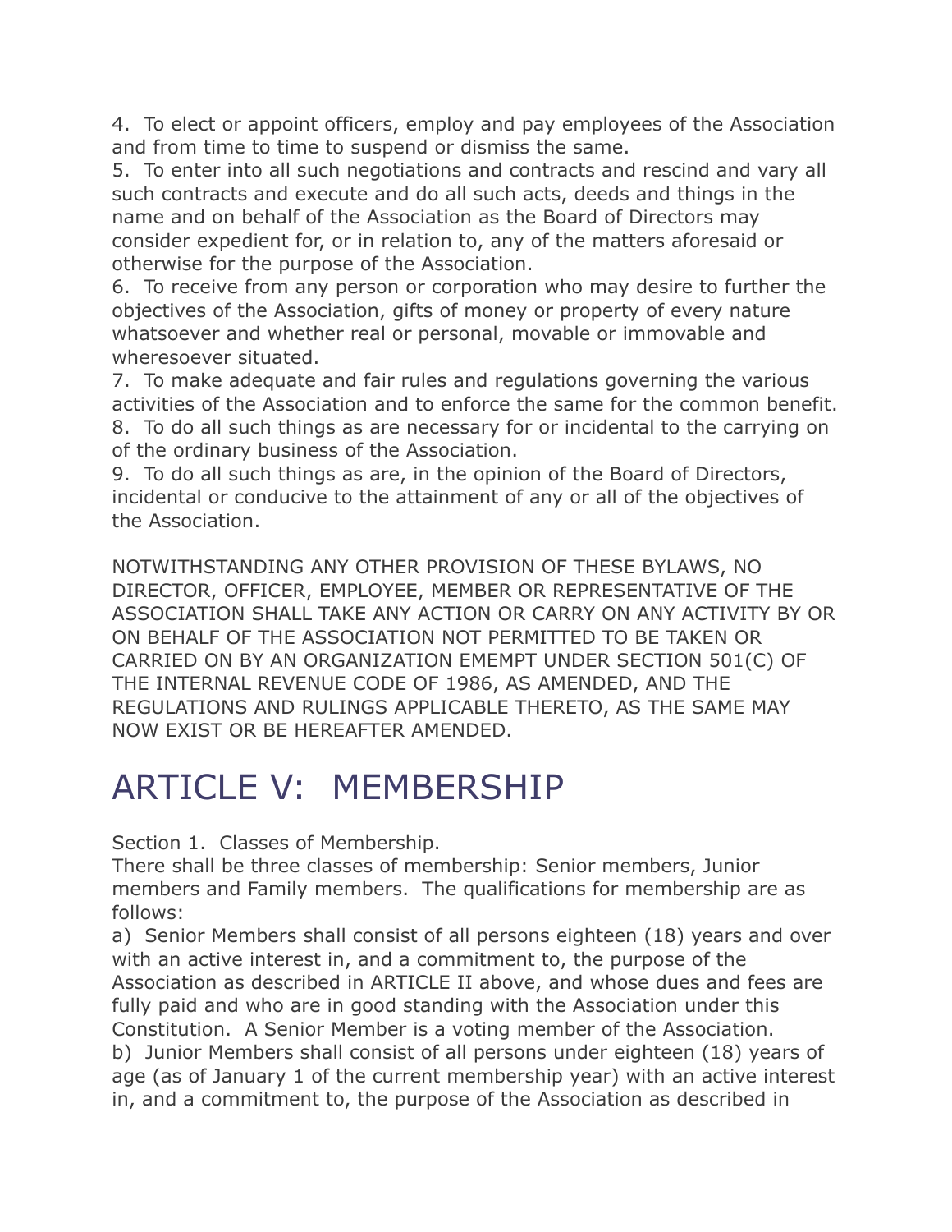4. To elect or appoint officers, employ and pay employees of the Association and from time to time to suspend or dismiss the same.

5. To enter into all such negotiations and contracts and rescind and vary all such contracts and execute and do all such acts, deeds and things in the name and on behalf of the Association as the Board of Directors may consider expedient for, or in relation to, any of the matters aforesaid or otherwise for the purpose of the Association.

6. To receive from any person or corporation who may desire to further the objectives of the Association, gifts of money or property of every nature whatsoever and whether real or personal, movable or immovable and wheresoever situated.

7. To make adequate and fair rules and regulations governing the various activities of the Association and to enforce the same for the common benefit.

8. To do all such things as are necessary for or incidental to the carrying on of the ordinary business of the Association.

9. To do all such things as are, in the opinion of the Board of Directors, incidental or conducive to the attainment of any or all of the objectives of the Association.

NOTWITHSTANDING ANY OTHER PROVISION OF THESE BYLAWS, NO DIRECTOR, OFFICER, EMPLOYEE, MEMBER OR REPRESENTATIVE OF THE ASSOCIATION SHALL TAKE ANY ACTION OR CARRY ON ANY ACTIVITY BY OR ON BEHALF OF THE ASSOCIATION NOT PERMITTED TO BE TAKEN OR CARRIED ON BY AN ORGANIZATION EMEMPT UNDER SECTION 501(C) OF THE INTERNAL REVENUE CODE OF 1986, AS AMENDED, AND THE REGULATIONS AND RULINGS APPLICABLE THERETO, AS THE SAME MAY NOW EXIST OR BE HEREAFTER AMENDED.

# ARTICLE V: MEMBERSHIP

Section 1. Classes of Membership.

There shall be three classes of membership: Senior members, Junior members and Family members. The qualifications for membership are as follows:

a) Senior Members shall consist of all persons eighteen (18) years and over with an active interest in, and a commitment to, the purpose of the Association as described in ARTICLE II above, and whose dues and fees are fully paid and who are in good standing with the Association under this Constitution. A Senior Member is a voting member of the Association.

b) Junior Members shall consist of all persons under eighteen (18) years of age (as of January 1 of the current membership year) with an active interest in, and a commitment to, the purpose of the Association as described in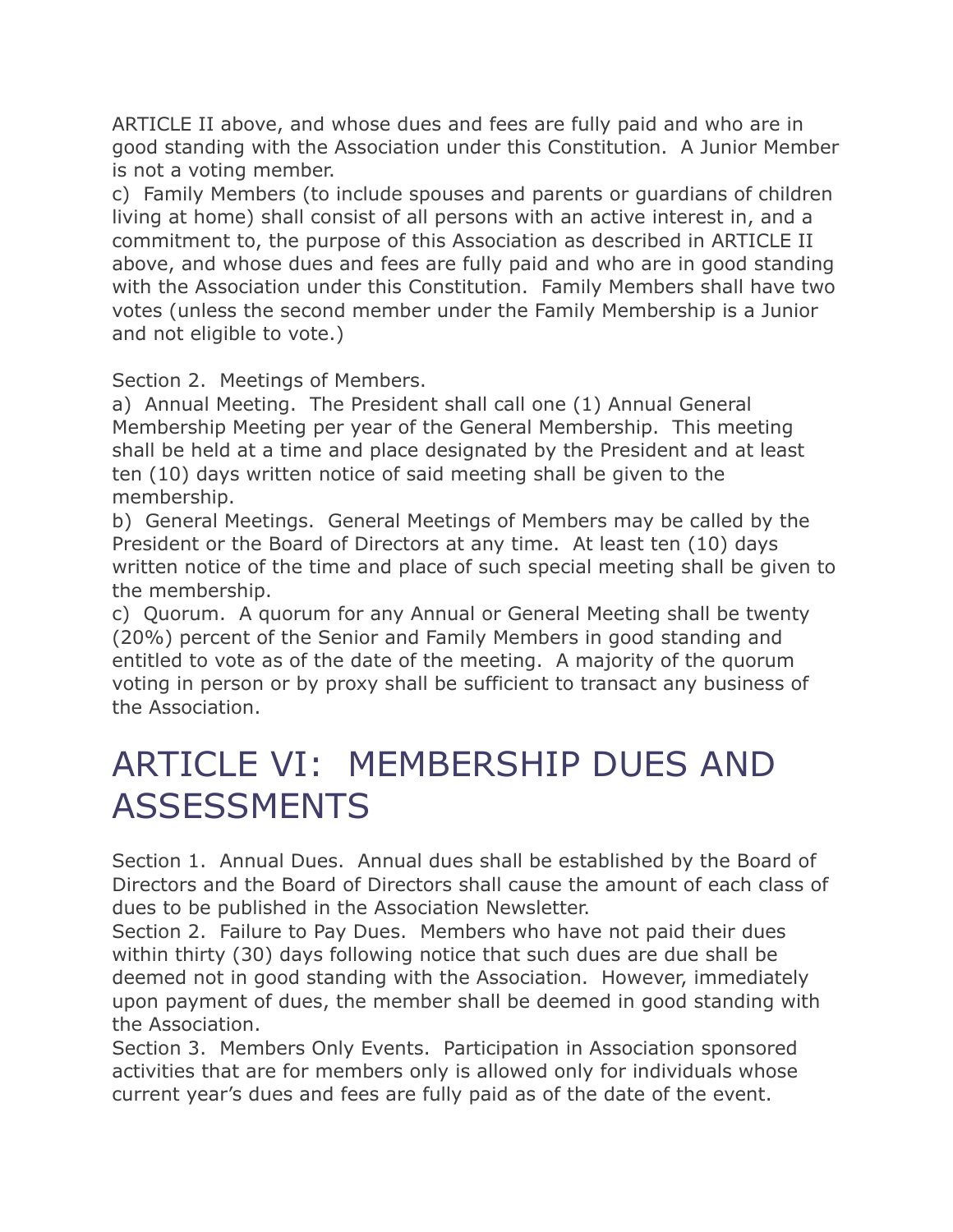ARTICLE II above, and whose dues and fees are fully paid and who are in good standing with the Association under this Constitution.  A Junior Member is not a voting member.

c)  Family Members (to include spouses and parents or guardians of children living at home) shall consist of all persons with an active interest in, and a commitment to, the purpose of this Association as described in ARTICLE II above, and whose dues and fees are fully paid and who are in good standing with the Association under this Constitution.  Family Members shall have two votes (unless the second member under the Family Membership is a Junior and not eligible to vote.)

Section 2.  Meetings of Members.

a)  Annual Meeting.  The President shall call one (1) Annual General Membership Meeting per year of the General Membership.  This meeting shall be held at a time and place designated by the President and at least ten (10) days written notice of said meeting shall be given to the membership.

b)  General Meetings.  General Meetings of Members may be called by the President or the Board of Directors at any time.  At least ten (10) days written notice of the time and place of such special meeting shall be given to the membership.

c)  Quorum.  A quorum for any Annual or General Meeting shall be twenty (20%) percent of the Senior and Family Members in good standing and entitled to vote as of the date of the meeting.  A majority of the quorum voting in person or by proxy shall be sufficient to transact any business of the Association.

# ARTICLE VI:  MEMBERSHIP DUES AND ASSESSMENTS

Section 1.  Annual Dues.  Annual dues shall be established by the Board of Directors and the Board of Directors shall cause the amount of each class of dues to be published in the Association Newsletter.

Section 2.  Failure to Pay Dues.  Members who have not paid their dues within thirty (30) days following notice that such dues are due shall be deemed not in good standing with the Association.  However, immediately upon payment of dues, the member shall be deemed in good standing with the Association.

Section 3.  Members Only Events.  Participation in Association sponsored activities that are for members only is allowed only for individuals whose current year's dues and fees are fully paid as of the date of the event.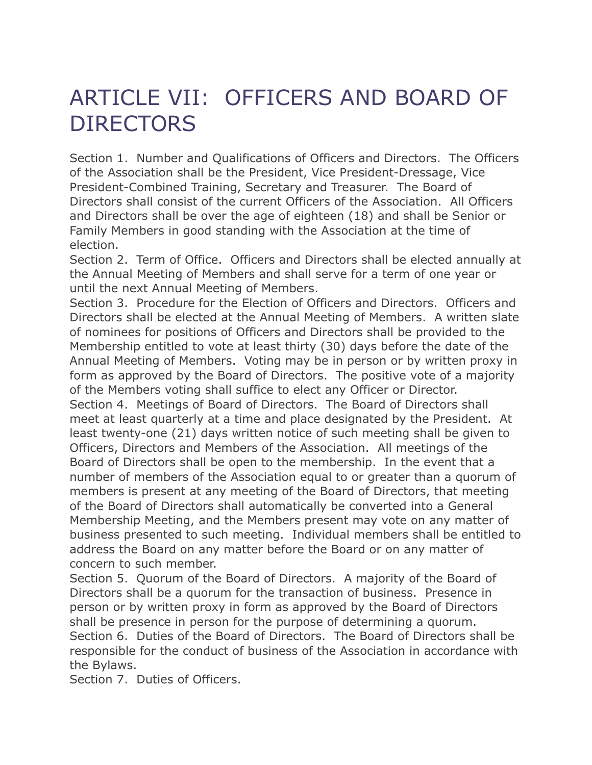# ARTICLE VII:  OFFICERS AND BOARD OF DIRECTORS

Section 1.  Number and Qualifications of Officers and Directors.  The Officers of the Association shall be the President, Vice President-Dressage, Vice President-Combined Training, Secretary and Treasurer.  The Board of Directors shall consist of the current Officers of the Association.  All Officers and Directors shall be over the age of eighteen (18) and shall be Senior or Family Members in good standing with the Association at the time of election.

Section 2.  Term of Office.  Officers and Directors shall be elected annually at the Annual Meeting of Members and shall serve for a term of one year or until the next Annual Meeting of Members.

Section 3.  Procedure for the Election of Officers and Directors.  Officers and Directors shall be elected at the Annual Meeting of Members.  A written slate of nominees for positions of Officers and Directors shall be provided to the Membership entitled to vote at least thirty (30) days before the date of the Annual Meeting of Members.  Voting may be in person or by written proxy in form as approved by the Board of Directors.  The positive vote of a majority of the Members voting shall suffice to elect any Officer or Director.

Section 4.  Meetings of Board of Directors.  The Board of Directors shall meet at least quarterly at a time and place designated by the President.  At least twenty-one (21) days written notice of such meeting shall be given to Officers, Directors and Members of the Association.  All meetings of the Board of Directors shall be open to the membership.  In the event that a number of members of the Association equal to or greater than a quorum of members is present at any meeting of the Board of Directors, that meeting of the Board of Directors shall automatically be converted into a General Membership Meeting, and the Members present may vote on any matter of business presented to such meeting.  Individual members shall be entitled to address the Board on any matter before the Board or on any matter of concern to such member.

Section 5.  Quorum of the Board of Directors.  A majority of the Board of Directors shall be a quorum for the transaction of business.  Presence in person or by written proxy in form as approved by the Board of Directors shall be presence in person for the purpose of determining a quorum.

Section 6.  Duties of the Board of Directors.  The Board of Directors shall be responsible for the conduct of business of the Association in accordance with the Bylaws.

Section 7.  Duties of Officers.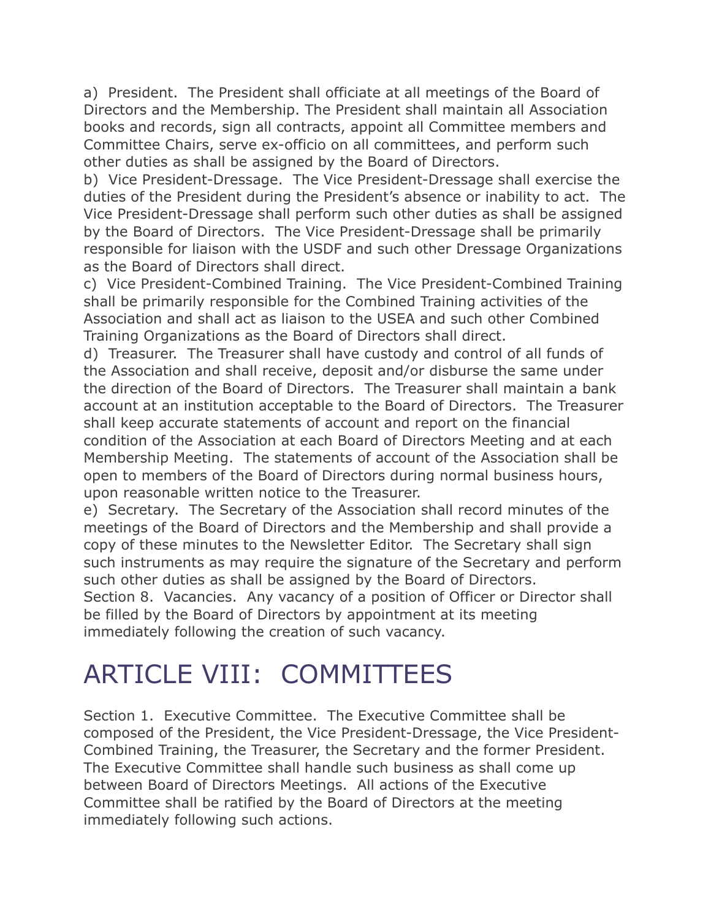a) President. The President shall officiate at all meetings of the Board of Directors and the Membership. The President shall maintain all Association books and records, sign all contracts, appoint all Committee members and Committee Chairs, serve ex-officio on all committees, and perform such other duties as shall be assigned by the Board of Directors.

b) Vice President-Dressage. The Vice President-Dressage shall exercise the duties of the President during the President's absence or inability to act. The Vice President-Dressage shall perform such other duties as shall be assigned by the Board of Directors. The Vice President-Dressage shall be primarily responsible for liaison with the USDF and such other Dressage Organizations as the Board of Directors shall direct.

c) Vice President-Combined Training. The Vice President-Combined Training shall be primarily responsible for the Combined Training activities of the Association and shall act as liaison to the USEA and such other Combined Training Organizations as the Board of Directors shall direct.

d) Treasurer. The Treasurer shall have custody and control of all funds of the Association and shall receive, deposit and/or disburse the same under the direction of the Board of Directors. The Treasurer shall maintain a bank account at an institution acceptable to the Board of Directors. The Treasurer shall keep accurate statements of account and report on the financial condition of the Association at each Board of Directors Meeting and at each Membership Meeting. The statements of account of the Association shall be open to members of the Board of Directors during normal business hours, upon reasonable written notice to the Treasurer.

e) Secretary. The Secretary of the Association shall record minutes of the meetings of the Board of Directors and the Membership and shall provide a copy of these minutes to the Newsletter Editor. The Secretary shall sign such instruments as may require the signature of the Secretary and perform such other duties as shall be assigned by the Board of Directors.

Section 8. Vacancies. Any vacancy of a position of Officer or Director shall be filled by the Board of Directors by appointment at its meeting immediately following the creation of such vacancy.

# ARTICLE VIII: COMMITTEES

Section 1. Executive Committee. The Executive Committee shall be composed of the President, the Vice President-Dressage, the Vice President-Combined Training, the Treasurer, the Secretary and the former President. The Executive Committee shall handle such business as shall come up between Board of Directors Meetings. All actions of the Executive Committee shall be ratified by the Board of Directors at the meeting immediately following such actions.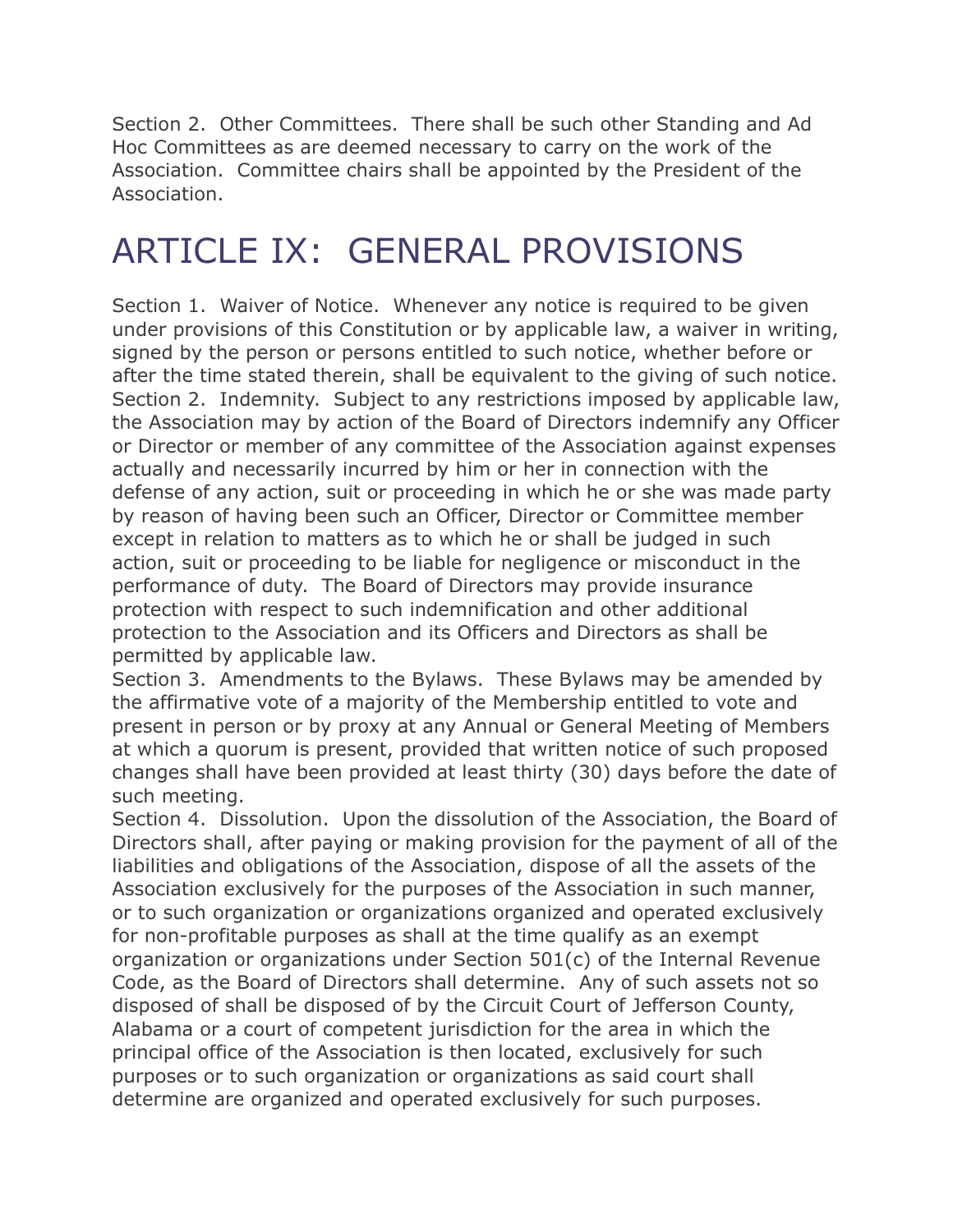Section 2. Other Committees. There shall be such other Standing and Ad Hoc Committees as are deemed necessary to carry on the work of the Association. Committee chairs shall be appointed by the President of the Association.

# ARTICLE IX: GENERAL PROVISIONS

Section 1. Waiver of Notice. Whenever any notice is required to be given under provisions of this Constitution or by applicable law, a waiver in writing, signed by the person or persons entitled to such notice, whether before or after the time stated therein, shall be equivalent to the giving of such notice.

Section 2. Indemnity. Subject to any restrictions imposed by applicable law, the Association may by action of the Board of Directors indemnify any Officer or Director or member of any committee of the Association against expenses actually and necessarily incurred by him or her in connection with the defense of any action, suit or proceeding in which he or she was made party by reason of having been such an Officer, Director or Committee member except in relation to matters as to which he or shall be judged in such action, suit or proceeding to be liable for negligence or misconduct in the performance of duty. The Board of Directors may provide insurance protection with respect to such indemnification and other additional protection to the Association and its Officers and Directors as shall be permitted by applicable law.

Section 3. Amendments to the Bylaws. These Bylaws may be amended by the affirmative vote of a majority of the Membership entitled to vote and present in person or by proxy at any Annual or General Meeting of Members at which a quorum is present, provided that written notice of such proposed changes shall have been provided at least thirty (30) days before the date of such meeting.

Section 4. Dissolution. Upon the dissolution of the Association, the Board of Directors shall, after paying or making provision for the payment of all of the liabilities and obligations of the Association, dispose of all the assets of the Association exclusively for the purposes of the Association in such manner, or to such organization or organizations organized and operated exclusively for non-profitable purposes as shall at the time qualify as an exempt organization or organizations under Section 501(c) of the Internal Revenue Code, as the Board of Directors shall determine. Any of such assets not so disposed of shall be disposed of by the Circuit Court of Jefferson County, Alabama or a court of competent jurisdiction for the area in which the principal office of the Association is then located, exclusively for such purposes or to such organization or organizations as said court shall determine are organized and operated exclusively for such purposes.